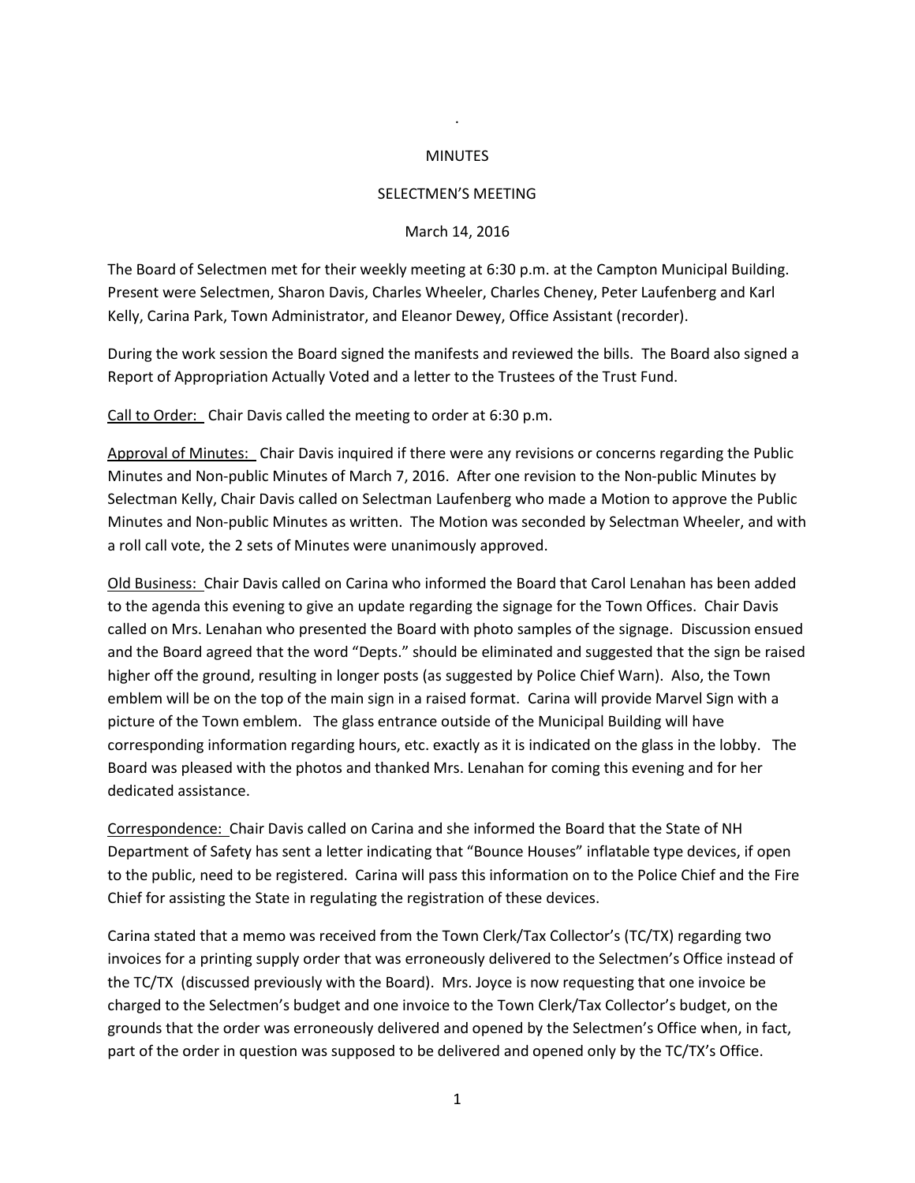MINUTES

SELECTMEN'S MEETING

March 14, 2016

The Board of Selectmen met for their weekly meeting at 6:30 p.m. at the Campton Municipal Building. Present were Selectmen, Sharon Davis, Charles Wheeler, Charles Cheney, Peter Laufenberg and Karl Kelly, Carina Park, Town Administrator, and Eleanor Dewey, Office Assistant (recorder).

During the work session the Board signed the manifests and reviewed the bills. The Board also signed a Report of Appropriation Actually Voted and a letter to the Trustees of the Trust Fund.

<u>Call to Order:</u> Chair Davis called the meeting to order at 6:30 p.m.

<u>Approval of Minutes:</u> Chair Davis inquired if there were any revisions or concerns regarding the Public Minutes and Non-public Minutes of March 7, 2016. After one revision to the Non-public Minutes by Selectman Kelly, Chair Davis called on Selectman Laufenberg who made a Motion to approve the Public Minutes and Non-public Minutes as written. The Motion was seconded by Selectman Wheeler, and with a roll call vote, the 2 sets of Minutes were unanimously approved.

<u>Old Business:</u> Chair Davis called on Carina who informed the Board that Carol Lenahan has been added to the agenda this evening to give an update regarding the signage for the Town Offices. Chair Davis called on Mrs. Lenahan who presented the Board with photo samples of the signage. Discussion ensued and the Board agreed that the word "Depts." should be eliminated and suggested that the sign be raised higher off the ground, resulting in longer posts (as suggested by Police Chief Warn). Also, the Town emblem will be on the top of the main sign in a raised format. Carina will provide Marvel Sign with a picture of the Town emblem. The glass entrance outside of the Municipal Building will have corresponding information regarding hours, etc. exactly as it is indicated on the glass in the lobby. The Board was pleased with the photos and thanked Mrs. Lenahan for coming this evening and for her dedicated assistance.

<u>Correspondence:</u> Chair Davis called on Carina and she informed the Board that the State of NH Department of Safety has sent a letter indicating that "Bounce Houses" inflatable type devices, if open to the public, need to be registered. Carina will pass this information on to the Police Chief and the Fire Chief for assisting the State in regulating the registration of these devices.

Carina stated that a memo was received from the Town Clerk/Tax Collector's (TC/TX) regarding two invoices for a printing supply order that was erroneously delivered to the Selectmen's Office instead of the TC/TX (discussed previously with the Board). Mrs. Joyce is now requesting that one invoice be charged to the Selectmen's budget and one invoice to the Town Clerk/Tax Collector's budget, on the grounds that the order was erroneously delivered and opened by the Selectmen's Office when, in fact, part of the order in question was supposed to be delivered and opened only by the TC/TX's Office.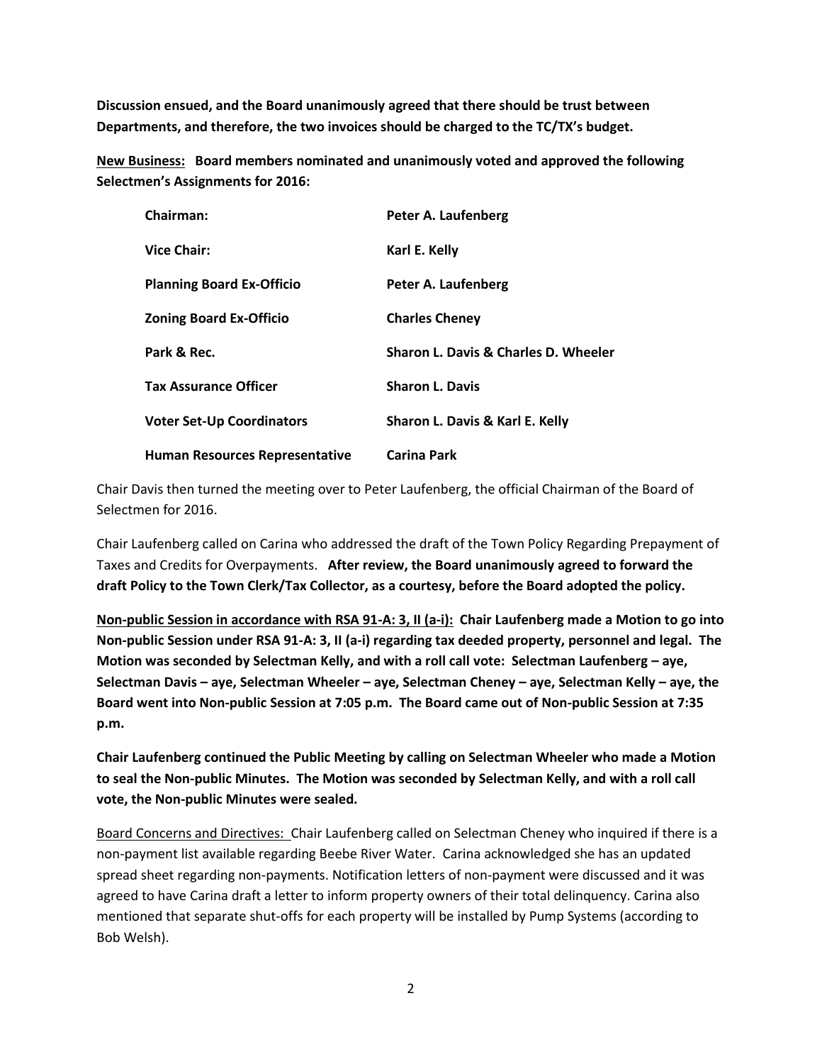**Discussion ensued, and the Board unanimously agreed that there should be trust between Departments, and therefore, the two invoices should be charged to the TC/TX's budget.**

**New Business:** **Board members nominated and unanimously voted and approved the following Selectmen's Assignments for 2016:**

| | |
|---|---|
| **Chairman:** | **Peter A. Laufenberg** |
| **Vice Chair:** | **Karl E. Kelly** |
| **Planning Board Ex-Officio** | **Peter A. Laufenberg** |
| **Zoning Board Ex-Officio** | **Charles Cheney** |
| **Park & Rec.** | **Sharon L. Davis & Charles D. Wheeler** |
| **Tax Assurance Officer** | **Sharon L. Davis** |
| **Voter Set-Up Coordinators** | **Sharon L. Davis & Karl E. Kelly** |
| **Human Resources Representative** | **Carina Park** |

Chair Davis then turned the meeting over to Peter Laufenberg, the official Chairman of the Board of Selectmen for 2016.

Chair Laufenberg called on Carina who addressed the draft of the Town Policy Regarding Prepayment of Taxes and Credits for Overpayments. **After review, the Board unanimously agreed to forward the draft Policy to the Town Clerk/Tax Collector, as a courtesy, before the Board adopted the policy.**

**Non-public Session in accordance with RSA 91-A: 3, II (a-i):** **Chair Laufenberg made a Motion to go into Non-public Session under RSA 91-A: 3, II (a-i) regarding tax deeded property, personnel and legal. The Motion was seconded by Selectman Kelly, and with a roll call vote: Selectman Laufenberg – aye, Selectman Davis – aye, Selectman Wheeler – aye, Selectman Cheney – aye, Selectman Kelly – aye, the Board went into Non-public Session at 7:05 p.m. The Board came out of Non-public Session at 7:35 p.m.**

**Chair Laufenberg continued the Public Meeting by calling on Selectman Wheeler who made a Motion to seal the Non-public Minutes. The Motion was seconded by Selectman Kelly, and with a roll call vote, the Non-public Minutes were sealed.**

Board Concerns and Directives: Chair Laufenberg called on Selectman Cheney who inquired if there is a non-payment list available regarding Beebe River Water. Carina acknowledged she has an updated spread sheet regarding non-payments. Notification letters of non-payment were discussed and it was agreed to have Carina draft a letter to inform property owners of their total delinquency. Carina also mentioned that separate shut-offs for each property will be installed by Pump Systems (according to Bob Welsh).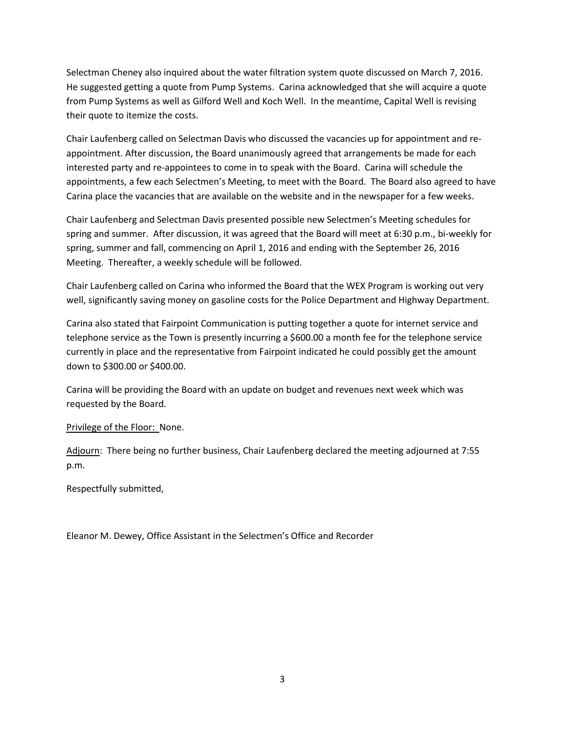Selectman Cheney also inquired about the water filtration system quote discussed on March 7, 2016. He suggested getting a quote from Pump Systems. Carina acknowledged that she will acquire a quote from Pump Systems as well as Gilford Well and Koch Well. In the meantime, Capital Well is revising their quote to itemize the costs.

Chair Laufenberg called on Selectman Davis who discussed the vacancies up for appointment and re-appointment. After discussion, the Board unanimously agreed that arrangements be made for each interested party and re-appointees to come in to speak with the Board. Carina will schedule the appointments, a few each Selectmen's Meeting, to meet with the Board. The Board also agreed to have Carina place the vacancies that are available on the website and in the newspaper for a few weeks.

Chair Laufenberg and Selectman Davis presented possible new Selectmen's Meeting schedules for spring and summer. After discussion, it was agreed that the Board will meet at 6:30 p.m., bi-weekly for spring, summer and fall, commencing on April 1, 2016 and ending with the September 26, 2016 Meeting. Thereafter, a weekly schedule will be followed.

Chair Laufenberg called on Carina who informed the Board that the WEX Program is working out very well, significantly saving money on gasoline costs for the Police Department and Highway Department.

Carina also stated that Fairpoint Communication is putting together a quote for internet service and telephone service as the Town is presently incurring a $600.00 a month fee for the telephone service currently in place and the representative from Fairpoint indicated he could possibly get the amount down to $300.00 or $400.00.

Carina will be providing the Board with an update on budget and revenues next week which was requested by the Board.

Privilege of the Floor: None.

Adjourn: There being no further business, Chair Laufenberg declared the meeting adjourned at 7:55 p.m.

Respectfully submitted,

Eleanor M. Dewey, Office Assistant in the Selectmen's Office and Recorder